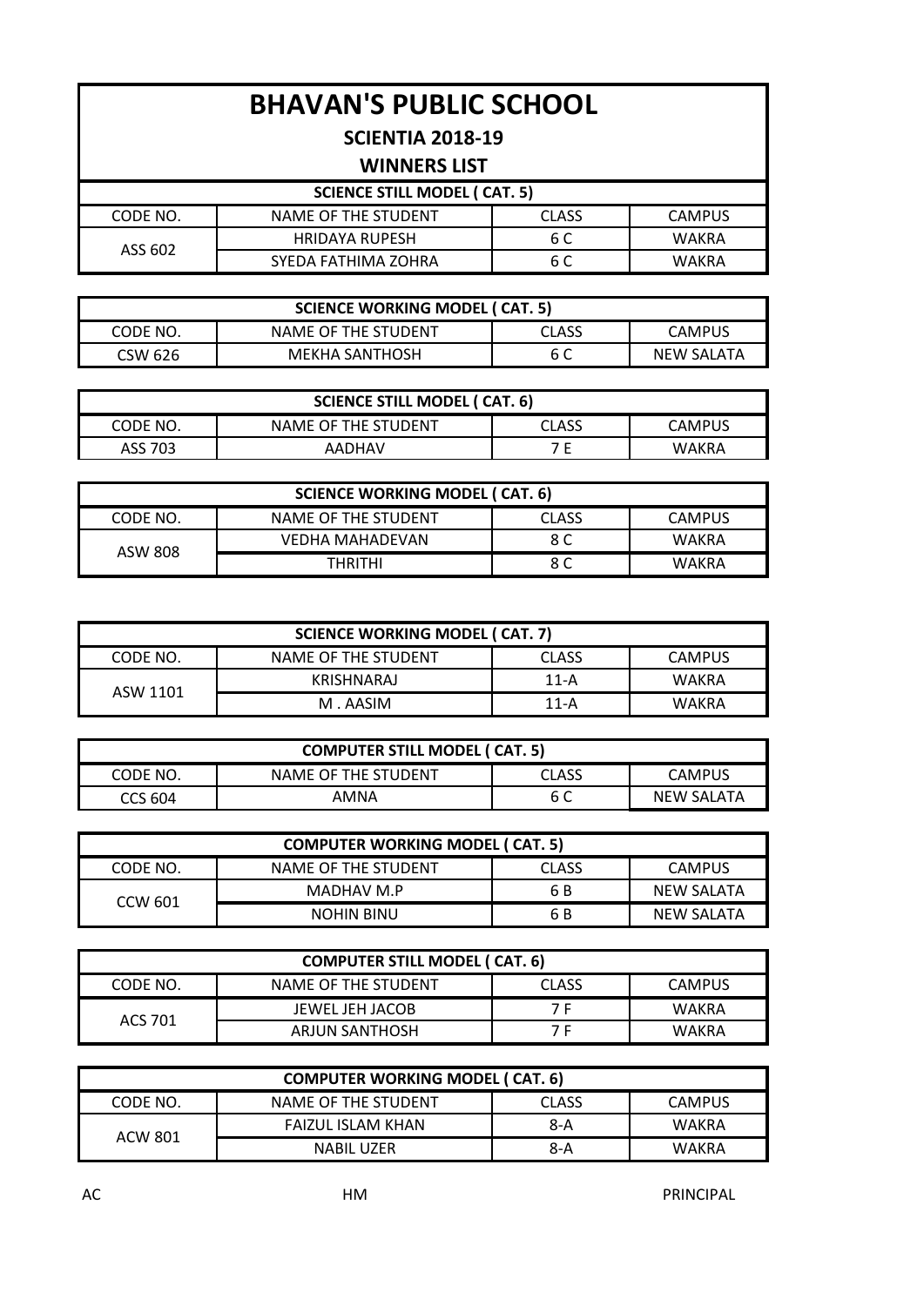# BHAVAN'S PUBLIC SCHOOL

## SCIENTIA 2018-19

## WINNERS LIST

**SCIENCE STILL MODEL ( CAT. 5)**

| CODE NO. | NAME OF THE STUDENT | CLASS | CAMPUS |
|---|---|---|---|
| ASS 602 | HRIDAYA RUPESH | 6 C | WAKRA |
| | SYEDA FATHIMA ZOHRA | 6 C | WAKRA |

**SCIENCE WORKING MODEL ( CAT. 5)**

| CODE NO. | NAME OF THE STUDENT | CLASS | CAMPUS |
|---|---|---|---|
| CSW 626 | MEKHA SANTHOSH | 6 C | NEW SALATA |

**SCIENCE STILL MODEL ( CAT. 6)**

| CODE NO. | NAME OF THE STUDENT | CLASS | CAMPUS |
|---|---|---|---|
| ASS 703 | AADHAV | 7 E | WAKRA |

**SCIENCE WORKING MODEL ( CAT. 6)**

| CODE NO. | NAME OF THE STUDENT | CLASS | CAMPUS |
|---|---|---|---|
| ASW 808 | VEDHA MAHADEVAN | 8 C | WAKRA |
| | THRITHI | 8 C | WAKRA |

**SCIENCE WORKING MODEL ( CAT. 7)**

| CODE NO. | NAME OF THE STUDENT | CLASS | CAMPUS |
|---|---|---|---|
| ASW 1101 | KRISHNARAJ | 11-A | WAKRA |
| | M . AASIM | 11-A | WAKRA |

**COMPUTER STILL MODEL ( CAT. 5)**

| CODE NO. | NAME OF THE STUDENT | CLASS | CAMPUS |
|---|---|---|---|
| CCS 604 | AMNA | 6 C | NEW SALATA |

**COMPUTER WORKING MODEL ( CAT. 5)**

| CODE NO. | NAME OF THE STUDENT | CLASS | CAMPUS |
|---|---|---|---|
| CCW 601 | MADHAV M.P | 6 B | NEW SALATA |
| | NOHIN BINU | 6 B | NEW SALATA |

**COMPUTER STILL MODEL ( CAT. 6)**

| CODE NO. | NAME OF THE STUDENT | CLASS | CAMPUS |
|---|---|---|---|
| ACS 701 | JEWEL JEH JACOB | 7 F | WAKRA |
| | ARJUN SANTHOSH | 7 F | WAKRA |

**COMPUTER WORKING MODEL ( CAT. 6)**

| CODE NO. | NAME OF THE STUDENT | CLASS | CAMPUS |
|---|---|---|---|
| ACW 801 | FAIZUL ISLAM KHAN | 8-A | WAKRA |
| | NABIL UZER | 8-A | WAKRA |

AC HM PRINCIPAL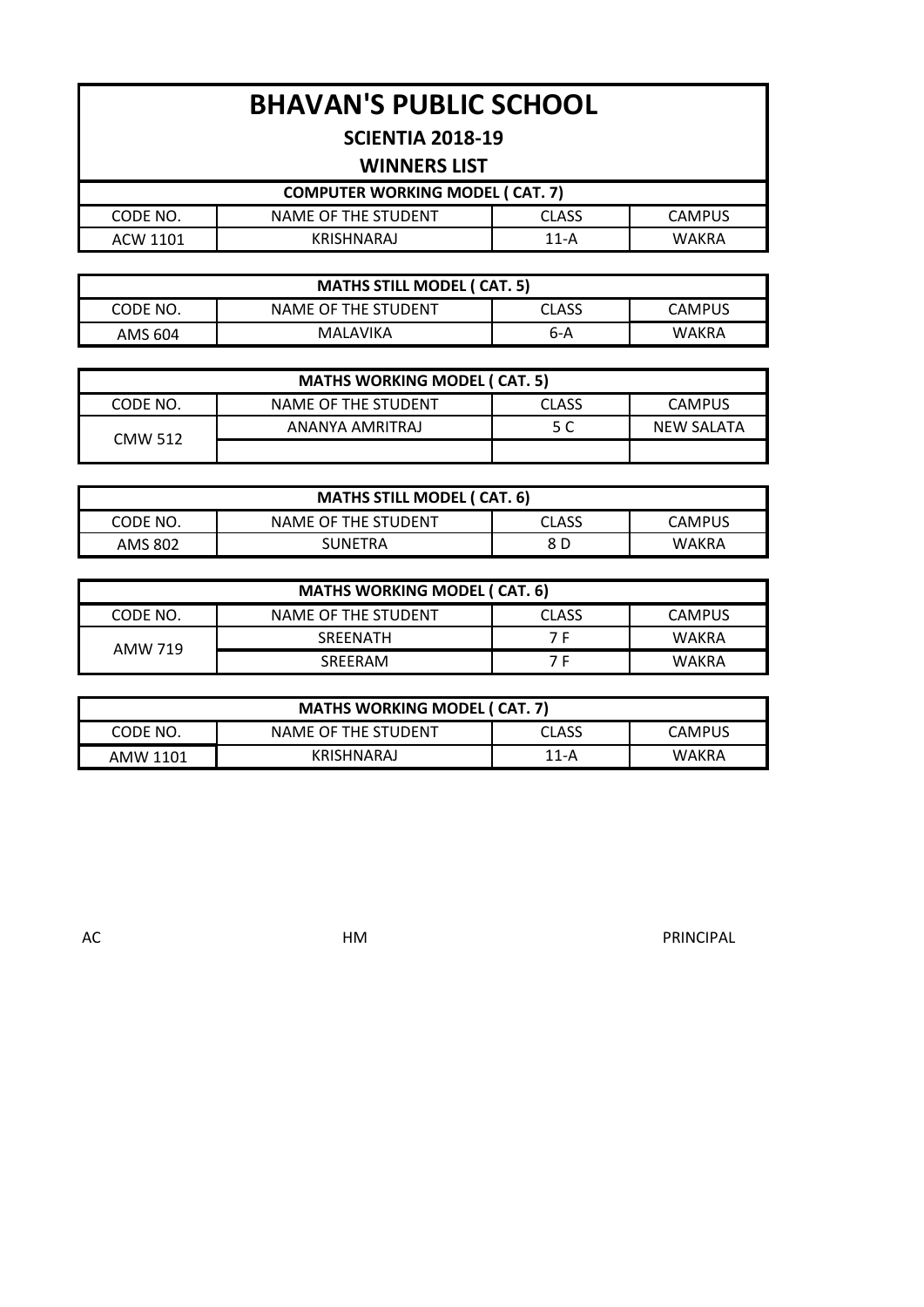# BHAVAN'S PUBLIC SCHOOL

## SCIENTIA 2018-19

## WINNERS LIST

**COMPUTER WORKING MODEL ( CAT. 7)**

| CODE NO. | NAME OF THE STUDENT | CLASS | CAMPUS |
|---|---|---|---|
| ACW 1101 | KRISHNARAJ | 11-A | WAKRA |

**MATHS STILL MODEL ( CAT. 5)**

| CODE NO. | NAME OF THE STUDENT | CLASS | CAMPUS |
|---|---|---|---|
| AMS 604 | MALAVIKA | 6-A | WAKRA |

**MATHS WORKING MODEL ( CAT. 5)**

| CODE NO. | NAME OF THE STUDENT | CLASS | CAMPUS |
|---|---|---|---|
| CMW 512 | ANANYA AMRITRAJ | 5 C | NEW SALATA |
| | | | |

**MATHS STILL MODEL ( CAT. 6)**

| CODE NO. | NAME OF THE STUDENT | CLASS | CAMPUS |
|---|---|---|---|
| AMS 802 | SUNETRA | 8 D | WAKRA |

**MATHS WORKING MODEL ( CAT. 6)**

| CODE NO. | NAME OF THE STUDENT | CLASS | CAMPUS |
|---|---|---|---|
| AMW 719 | SREENATH | 7 F | WAKRA |
| | SREERAM | 7 F | WAKRA |

**MATHS WORKING MODEL ( CAT. 7)**

| CODE NO. | NAME OF THE STUDENT | CLASS | CAMPUS |
|---|---|---|---|
| AMW 1101 | KRISHNARAJ | 11-A | WAKRA |

AC HM PRINCIPAL